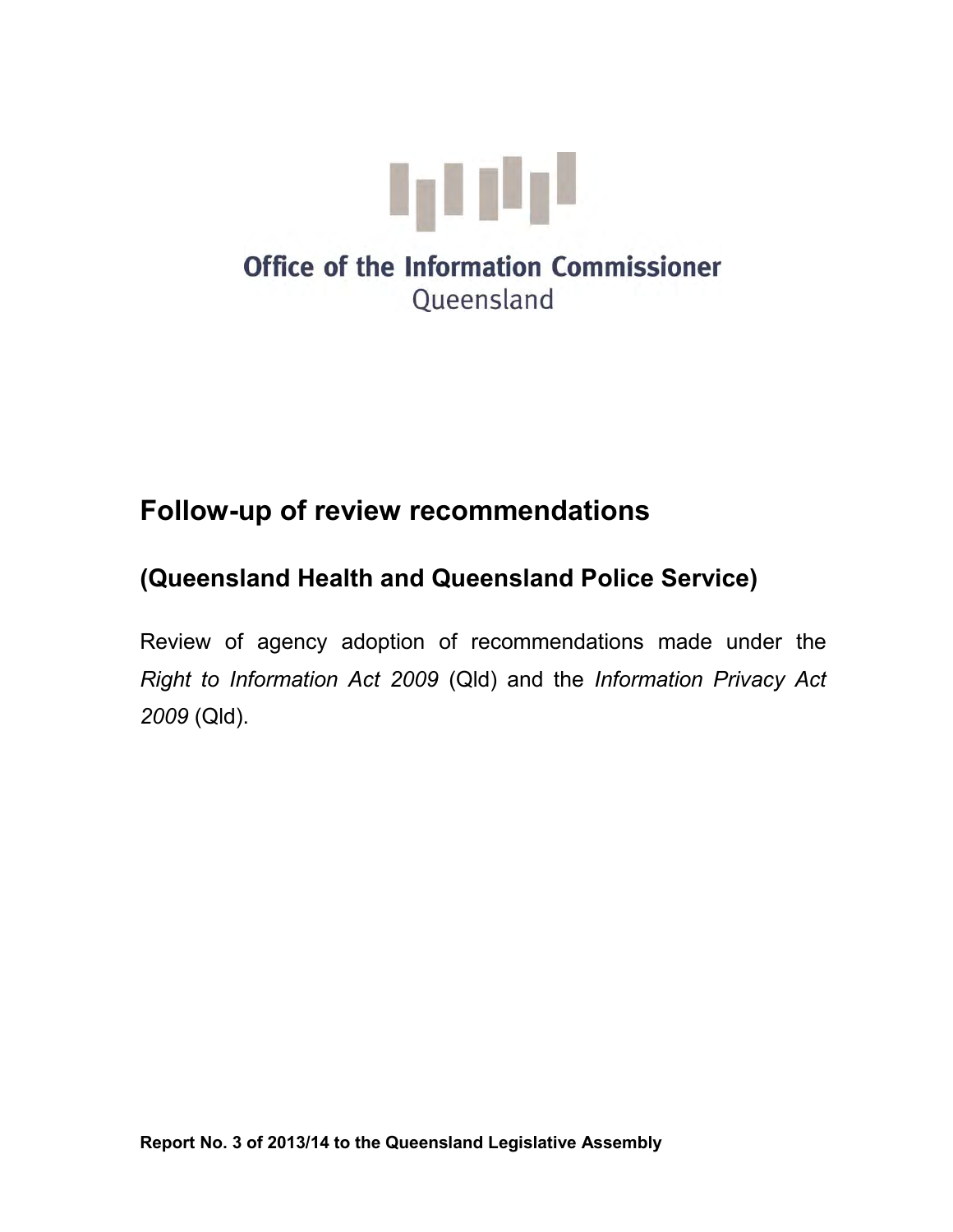Office of the Information Commissioner
Queensland

# Follow-up of review recommendations

## (Queensland Health and Queensland Police Service)

Review of agency adoption of recommendations made under the *Right to Information Act 2009* (Qld) and the *Information Privacy Act 2009* (Qld).

**Report No. 3 of 2013/14 to the Queensland Legislative Assembly**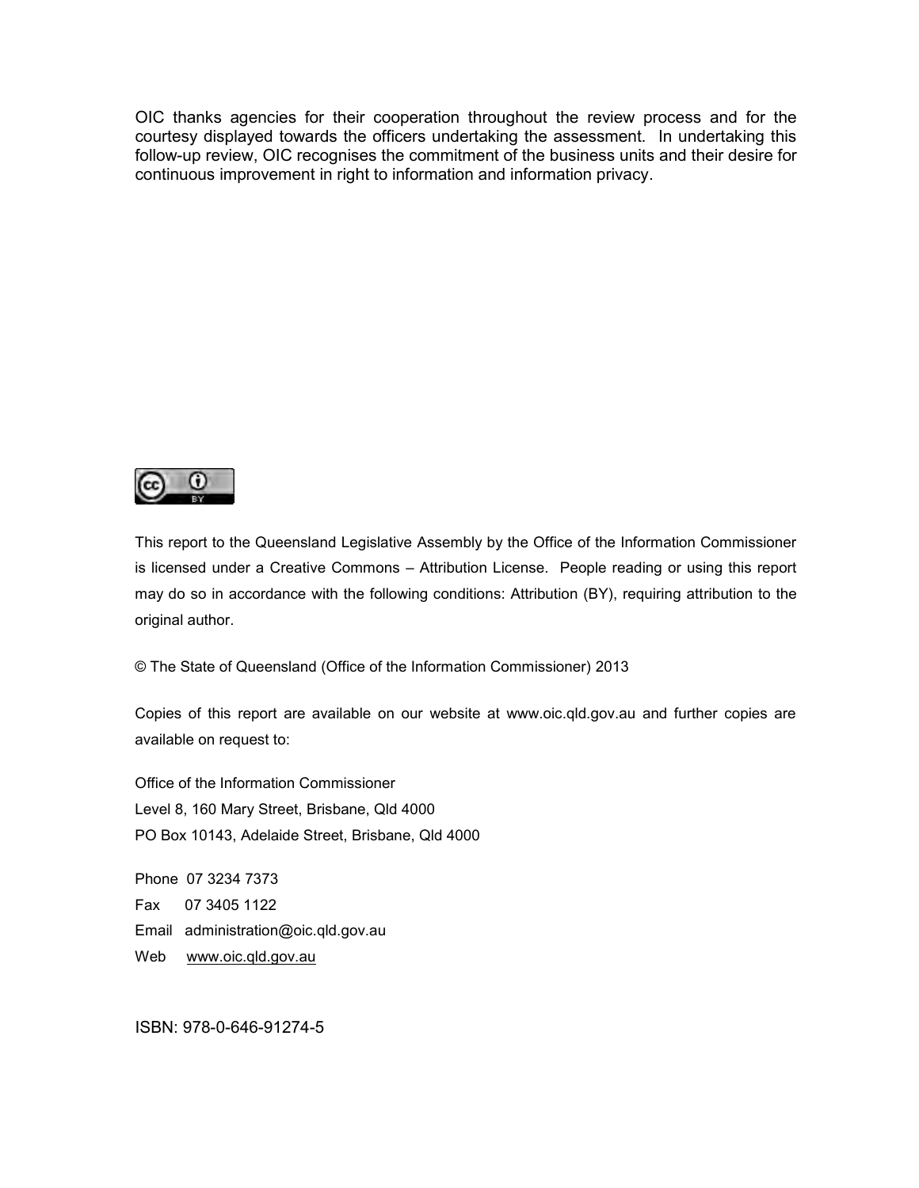OIC thanks agencies for their cooperation throughout the review process and for the courtesy displayed towards the officers undertaking the assessment. In undertaking this follow-up review, OIC recognises the commitment of the business units and their desire for continuous improvement in right to information and information privacy.

This report to the Queensland Legislative Assembly by the Office of the Information Commissioner is licensed under a Creative Commons – Attribution License. People reading or using this report may do so in accordance with the following conditions: Attribution (BY), requiring attribution to the original author.

© The State of Queensland (Office of the Information Commissioner) 2013

Copies of this report are available on our website at www.oic.qld.gov.au and further copies are available on request to:

Office of the Information Commissioner
Level 8, 160 Mary Street, Brisbane, Qld 4000
PO Box 10143, Adelaide Street, Brisbane, Qld 4000

Phone 07 3234 7373
Fax 07 3405 1122
Email administration@oic.qld.gov.au
Web www.oic.qld.gov.au

ISBN: 978-0-646-91274-5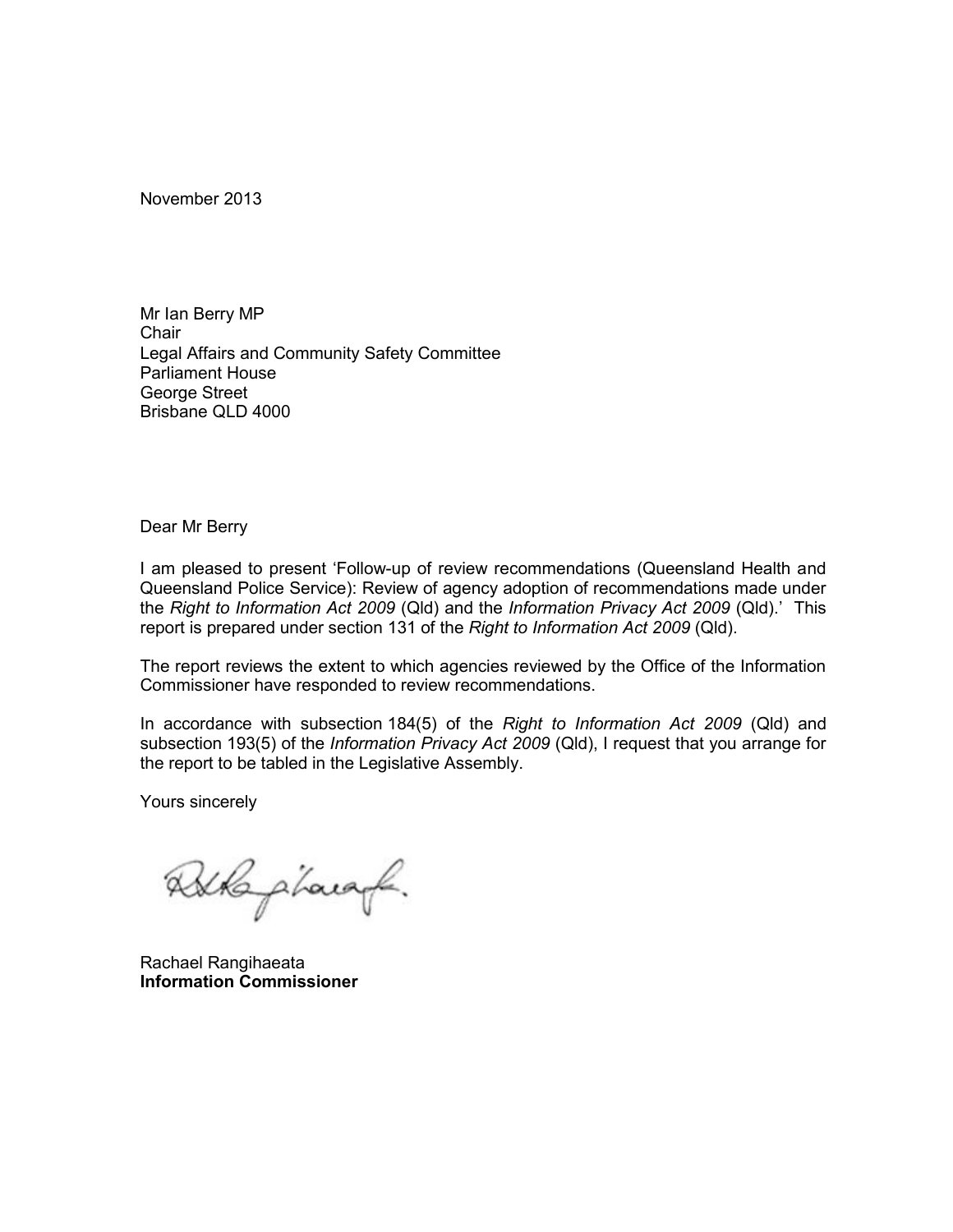November 2013

Mr Ian Berry MP  
Chair  
Legal Affairs and Community Safety Committee  
Parliament House  
George Street  
Brisbane QLD 4000

Dear Mr Berry

I am pleased to present 'Follow-up of review recommendations (Queensland Health and Queensland Police Service): Review of agency adoption of recommendations made under the *Right to Information Act 2009* (Qld) and the *Information Privacy Act 2009* (Qld).' This report is prepared under section 131 of the *Right to Information Act 2009* (Qld).

The report reviews the extent to which agencies reviewed by the Office of the Information Commissioner have responded to review recommendations.

In accordance with subsection 184(5) of the *Right to Information Act 2009* (Qld) and subsection 193(5) of the *Information Privacy Act 2009* (Qld), I request that you arrange for the report to be tabled in the Legislative Assembly.

Yours sincerely

Rachael Rangihaeata  
**Information Commissioner**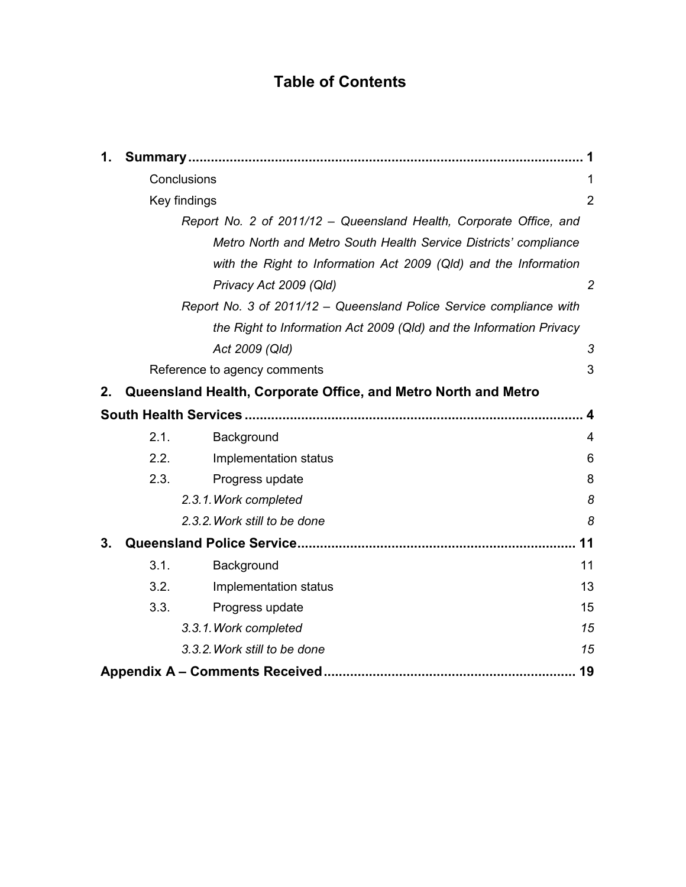# Table of Contents

**1. Summary ........................................................................................................ 1**

Conclusions 1

Key findings 2

*Report No. 2 of 2011/12 – Queensland Health, Corporate Office, and Metro North and Metro South Health Service Districts' compliance with the Right to Information Act 2009 (Qld) and the Information Privacy Act 2009 (Qld)* *2*

*Report No. 3 of 2011/12 – Queensland Police Service compliance with the Right to Information Act 2009 (Qld) and the Information Privacy Act 2009 (Qld)* *3*

Reference to agency comments 3

**2. Queensland Health, Corporate Office, and Metro North and Metro South Health Services ........................................................................................ 4**

2.1. Background 4

2.2. Implementation status 6

2.3. Progress update 8

*2.3.1. Work completed* *8*

*2.3.2. Work still to be done* *8*

**3. Queensland Police Service......................................................................... 11**

3.1. Background 11

3.2. Implementation status 13

3.3. Progress update 15

*3.3.1. Work completed* *15*

*3.3.2. Work still to be done* *15*

**Appendix A – Comments Received .................................................................. 19**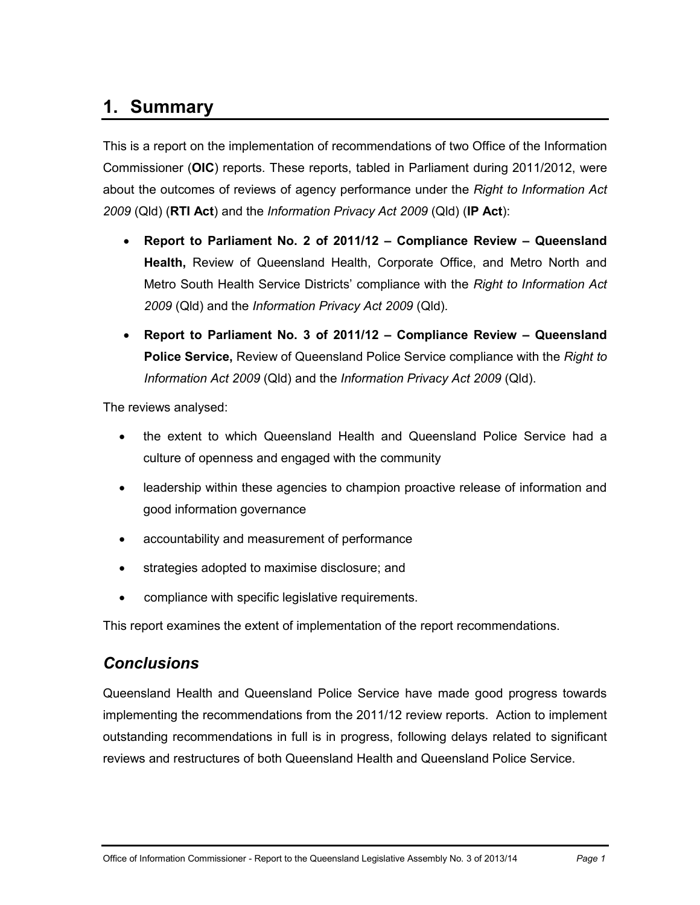# 1. Summary

This is a report on the implementation of recommendations of two Office of the Information Commissioner (**OIC**) reports. These reports, tabled in Parliament during 2011/2012, were about the outcomes of reviews of agency performance under the *Right to Information Act 2009* (Qld) (**RTI Act**) and the *Information Privacy Act 2009* (Qld) (**IP Act**):

- **Report to Parliament No. 2 of 2011/12 – Compliance Review – Queensland Health,** Review of Queensland Health, Corporate Office, and Metro North and Metro South Health Service Districts' compliance with the *Right to Information Act 2009* (Qld) and the *Information Privacy Act 2009* (Qld).
- **Report to Parliament No. 3 of 2011/12 – Compliance Review – Queensland Police Service,** Review of Queensland Police Service compliance with the *Right to Information Act 2009* (Qld) and the *Information Privacy Act 2009* (Qld).

The reviews analysed:

- the extent to which Queensland Health and Queensland Police Service had a culture of openness and engaged with the community
- leadership within these agencies to champion proactive release of information and good information governance
- accountability and measurement of performance
- strategies adopted to maximise disclosure; and
- compliance with specific legislative requirements.

This report examines the extent of implementation of the report recommendations.

## *Conclusions*

Queensland Health and Queensland Police Service have made good progress towards implementing the recommendations from the 2011/12 review reports. Action to implement outstanding recommendations in full is in progress, following delays related to significant reviews and restructures of both Queensland Health and Queensland Police Service.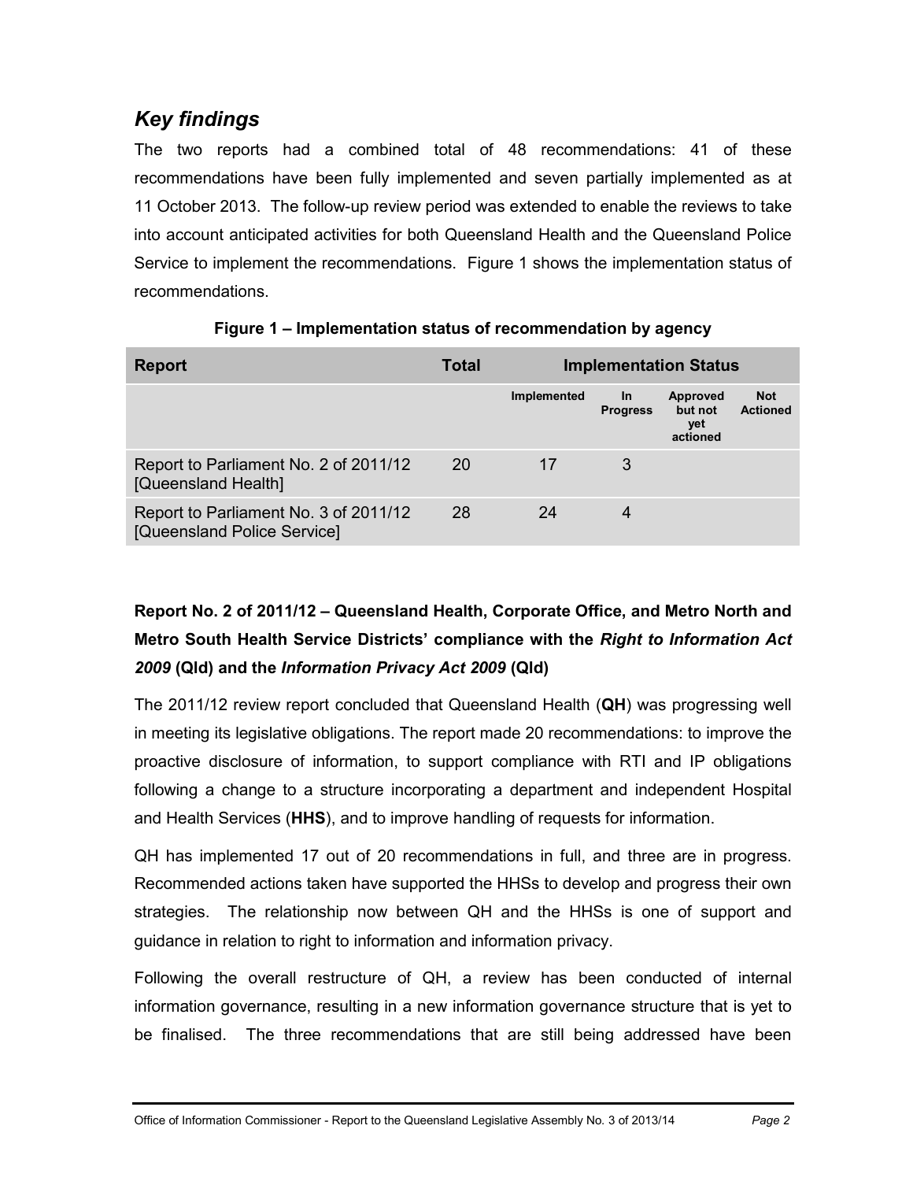## *Key findings*

The two reports had a combined total of 48 recommendations: 41 of these recommendations have been fully implemented and seven partially implemented as at 11 October 2013. The follow-up review period was extended to enable the reviews to take into account anticipated activities for both Queensland Health and the Queensland Police Service to implement the recommendations. Figure 1 shows the implementation status of recommendations.

**Figure 1 – Implementation status of recommendation by agency**

| Report | Total | Implementation Status | | | |
|---|---|---|---|---|---|
| | | Implemented | In Progress | Approved but not yet actioned | Not Actioned |
| Report to Parliament No. 2 of 2011/12 [Queensland Health] | 20 | 17 | 3 | | |
| Report to Parliament No. 3 of 2011/12 [Queensland Police Service] | 28 | 24 | 4 | | |

### Report No. 2 of 2011/12 – Queensland Health, Corporate Office, and Metro North and Metro South Health Service Districts' compliance with the *Right to Information Act 2009* (Qld) and the *Information Privacy Act 2009* (Qld)

The 2011/12 review report concluded that Queensland Health (**QH**) was progressing well in meeting its legislative obligations. The report made 20 recommendations: to improve the proactive disclosure of information, to support compliance with RTI and IP obligations following a change to a structure incorporating a department and independent Hospital and Health Services (**HHS**), and to improve handling of requests for information.

QH has implemented 17 out of 20 recommendations in full, and three are in progress. Recommended actions taken have supported the HHSs to develop and progress their own strategies. The relationship now between QH and the HHSs is one of support and guidance in relation to right to information and information privacy.

Following the overall restructure of QH, a review has been conducted of internal information governance, resulting in a new information governance structure that is yet to be finalised. The three recommendations that are still being addressed have been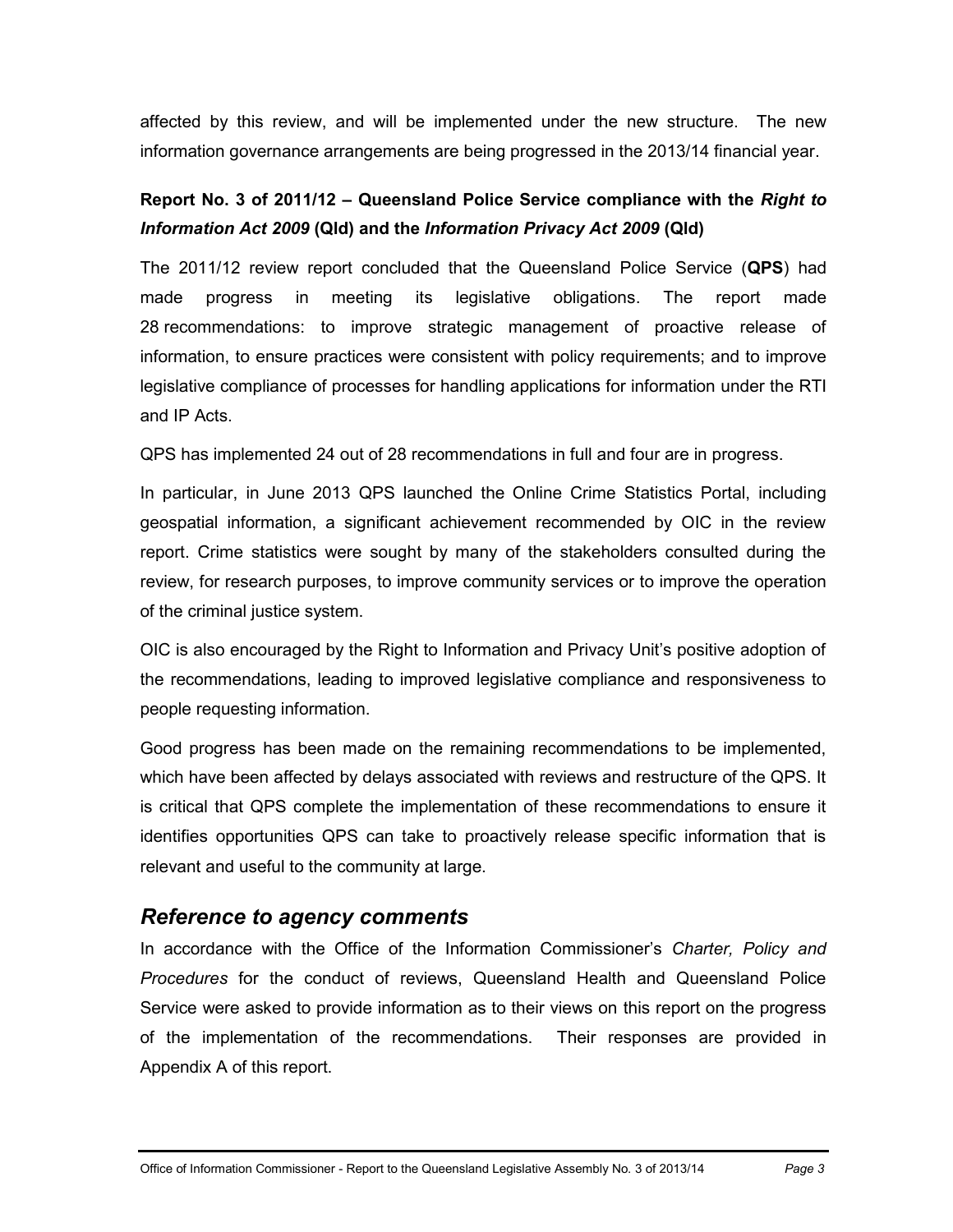affected by this review, and will be implemented under the new structure. The new information governance arrangements are being progressed in the 2013/14 financial year.

**Report No. 3 of 2011/12 – Queensland Police Service compliance with the *Right to Information Act 2009* (Qld) and the *Information Privacy Act 2009* (Qld)**

The 2011/12 review report concluded that the Queensland Police Service (**QPS**) had made progress in meeting its legislative obligations. The report made 28 recommendations: to improve strategic management of proactive release of information, to ensure practices were consistent with policy requirements; and to improve legislative compliance of processes for handling applications for information under the RTI and IP Acts.

QPS has implemented 24 out of 28 recommendations in full and four are in progress.

In particular, in June 2013 QPS launched the Online Crime Statistics Portal, including geospatial information, a significant achievement recommended by OIC in the review report. Crime statistics were sought by many of the stakeholders consulted during the review, for research purposes, to improve community services or to improve the operation of the criminal justice system.

OIC is also encouraged by the Right to Information and Privacy Unit's positive adoption of the recommendations, leading to improved legislative compliance and responsiveness to people requesting information.

Good progress has been made on the remaining recommendations to be implemented, which have been affected by delays associated with reviews and restructure of the QPS. It is critical that QPS complete the implementation of these recommendations to ensure it identifies opportunities QPS can take to proactively release specific information that is relevant and useful to the community at large.

## *Reference to agency comments*

In accordance with the Office of the Information Commissioner's *Charter, Policy and Procedures* for the conduct of reviews, Queensland Health and Queensland Police Service were asked to provide information as to their views on this report on the progress of the implementation of the recommendations. Their responses are provided in Appendix A of this report.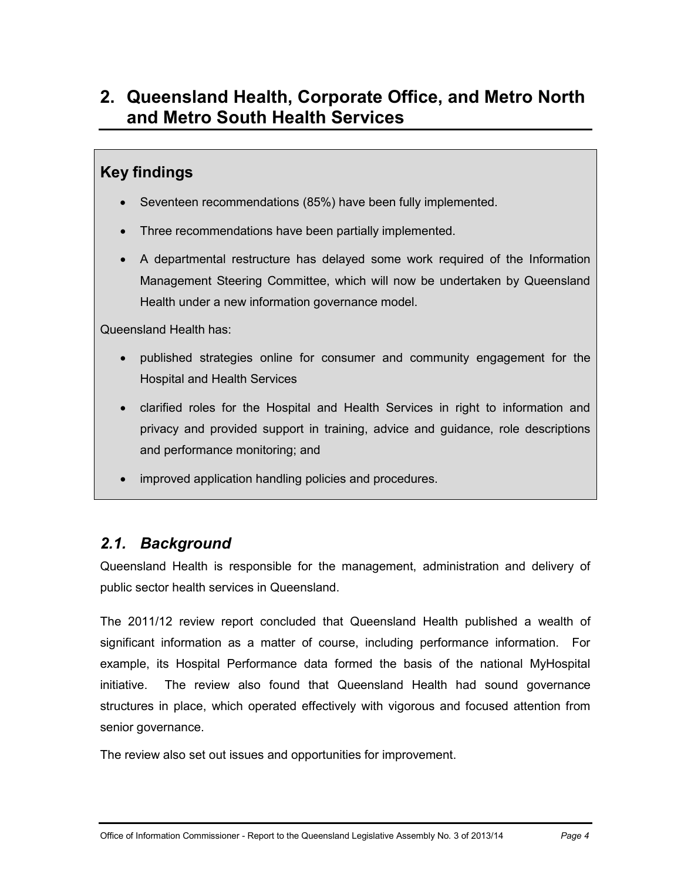# 2. Queensland Health, Corporate Office, and Metro North and Metro South Health Services

## Key findings

- Seventeen recommendations (85%) have been fully implemented.
- Three recommendations have been partially implemented.
- A departmental restructure has delayed some work required of the Information Management Steering Committee, which will now be undertaken by Queensland Health under a new information governance model.

Queensland Health has:

- published strategies online for consumer and community engagement for the Hospital and Health Services
- clarified roles for the Hospital and Health Services in right to information and privacy and provided support in training, advice and guidance, role descriptions and performance monitoring; and
- improved application handling policies and procedures.

## *2.1. Background*

Queensland Health is responsible for the management, administration and delivery of public sector health services in Queensland.

The 2011/12 review report concluded that Queensland Health published a wealth of significant information as a matter of course, including performance information. For example, its Hospital Performance data formed the basis of the national MyHospital initiative. The review also found that Queensland Health had sound governance structures in place, which operated effectively with vigorous and focused attention from senior governance.

The review also set out issues and opportunities for improvement.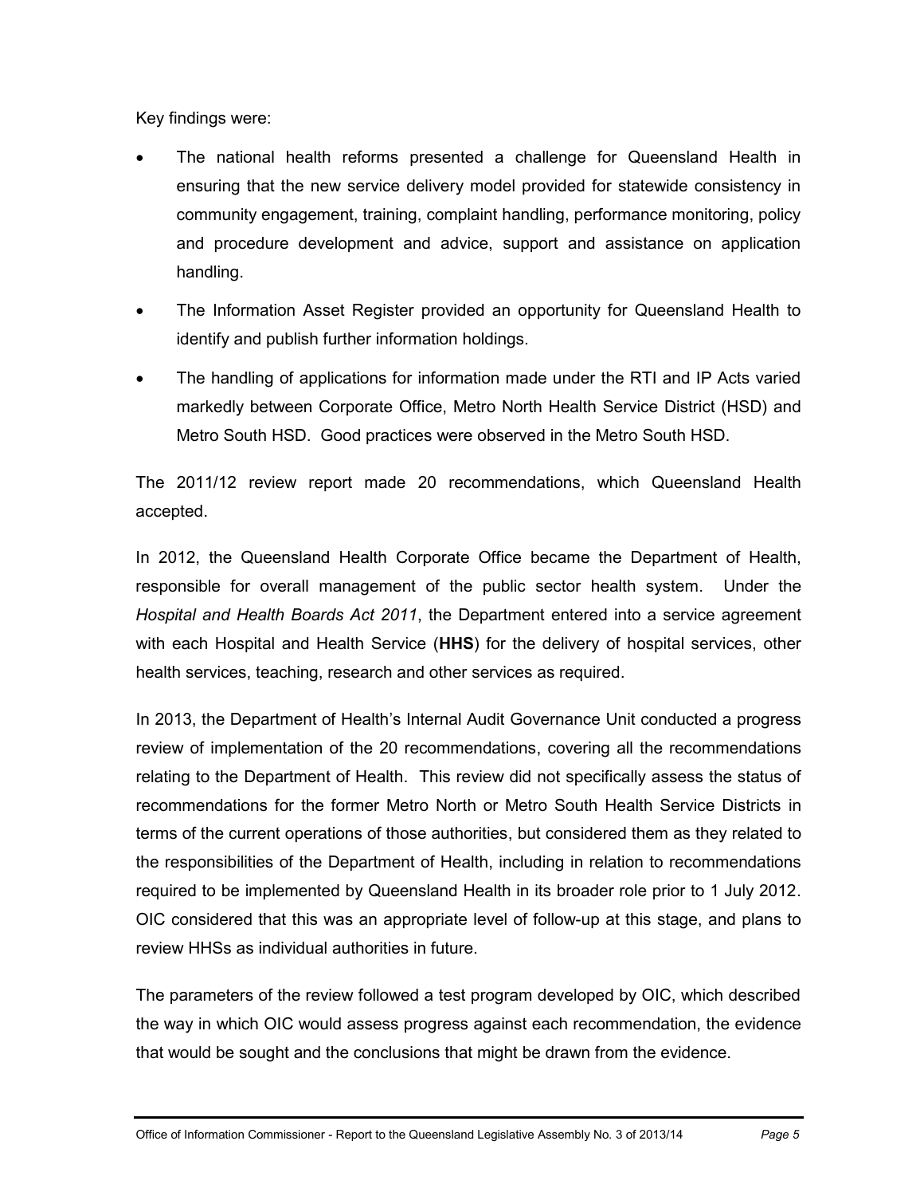Key findings were:

- The national health reforms presented a challenge for Queensland Health in ensuring that the new service delivery model provided for statewide consistency in community engagement, training, complaint handling, performance monitoring, policy and procedure development and advice, support and assistance on application handling.
- The Information Asset Register provided an opportunity for Queensland Health to identify and publish further information holdings.
- The handling of applications for information made under the RTI and IP Acts varied markedly between Corporate Office, Metro North Health Service District (HSD) and Metro South HSD. Good practices were observed in the Metro South HSD.

The 2011/12 review report made 20 recommendations, which Queensland Health accepted.

In 2012, the Queensland Health Corporate Office became the Department of Health, responsible for overall management of the public sector health system. Under the *Hospital and Health Boards Act 2011*, the Department entered into a service agreement with each Hospital and Health Service (**HHS**) for the delivery of hospital services, other health services, teaching, research and other services as required.

In 2013, the Department of Health's Internal Audit Governance Unit conducted a progress review of implementation of the 20 recommendations, covering all the recommendations relating to the Department of Health. This review did not specifically assess the status of recommendations for the former Metro North or Metro South Health Service Districts in terms of the current operations of those authorities, but considered them as they related to the responsibilities of the Department of Health, including in relation to recommendations required to be implemented by Queensland Health in its broader role prior to 1 July 2012. OIC considered that this was an appropriate level of follow-up at this stage, and plans to review HHSs as individual authorities in future.

The parameters of the review followed a test program developed by OIC, which described the way in which OIC would assess progress against each recommendation, the evidence that would be sought and the conclusions that might be drawn from the evidence.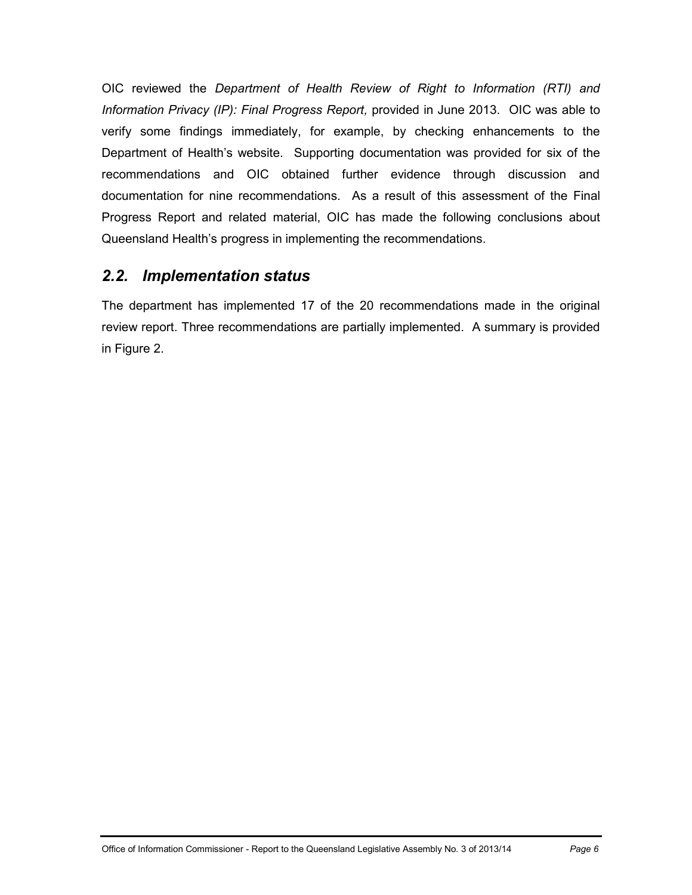OIC reviewed the *Department of Health Review of Right to Information (RTI) and Information Privacy (IP): Final Progress Report,* provided in June 2013. OIC was able to verify some findings immediately, for example, by checking enhancements to the Department of Health's website. Supporting documentation was provided for six of the recommendations and OIC obtained further evidence through discussion and documentation for nine recommendations. As a result of this assessment of the Final Progress Report and related material, OIC has made the following conclusions about Queensland Health's progress in implementing the recommendations.

## *2.2. Implementation status*

The department has implemented 17 of the 20 recommendations made in the original review report. Three recommendations are partially implemented. A summary is provided in Figure 2.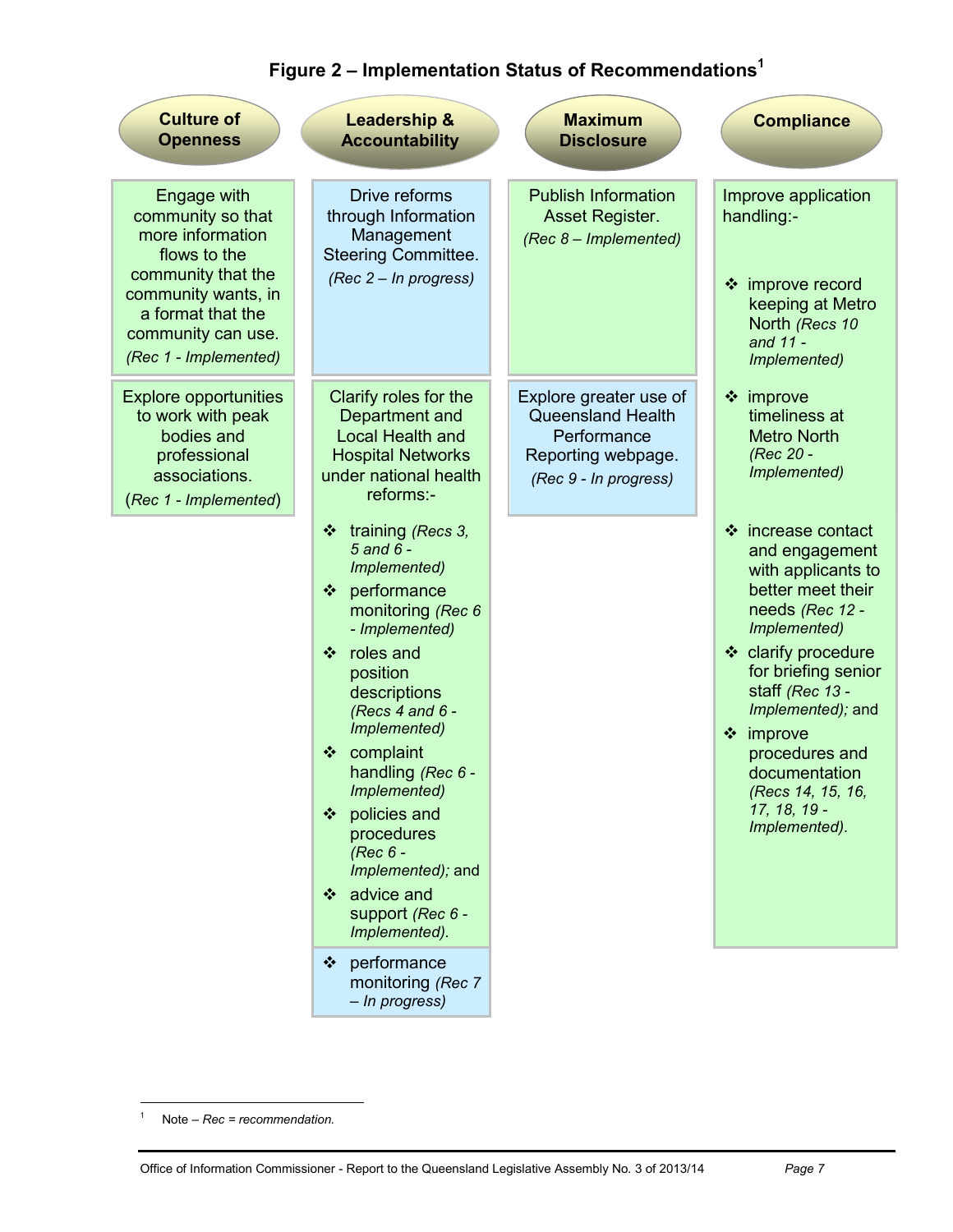**Figure 2 – Implementation Status of Recommendations**[1]

## Culture of Openness

Engage with community so that more information flows to the community that the community wants, in a format that the community can use.
*(Rec 1 - Implemented)*

Explore opportunities to work with peak bodies and professional associations.
(*Rec 1 - Implemented*)

## Leadership & Accountability

Drive reforms through Information Management Steering Committee.
*(Rec 2 – In progress)*

Clarify roles for the Department and Local Health and Hospital Networks under national health reforms:-

- training *(Recs 3, 5 and 6 - Implemented)*
- performance monitoring *(Rec 6 - Implemented)*
- roles and position descriptions *(Recs 4 and 6 - Implemented)*
- complaint handling *(Rec 6 - Implemented)*
- policies and procedures *(Rec 6 - Implemented);* and
- advice and support *(Rec 6 - Implemented).*
- performance monitoring *(Rec 7 – In progress)*

## Maximum Disclosure

Publish Information Asset Register.
*(Rec 8 – Implemented)*

Explore greater use of Queensland Health Performance Reporting webpage.
*(Rec 9 - In progress)*

## Compliance

Improve application handling:-

- improve record keeping at Metro North *(Recs 10 and 11 - Implemented)*
- improve timeliness at Metro North *(Rec 20 - Implemented)*
- increase contact and engagement with applicants to better meet their needs *(Rec 12 - Implemented)*
- clarify procedure for briefing senior staff *(Rec 13 - Implemented);* and
- improve procedures and documentation *(Recs 14, 15, 16, 17, 18, 19 - Implemented).*

---

[1] Note – *Rec = recommendation.*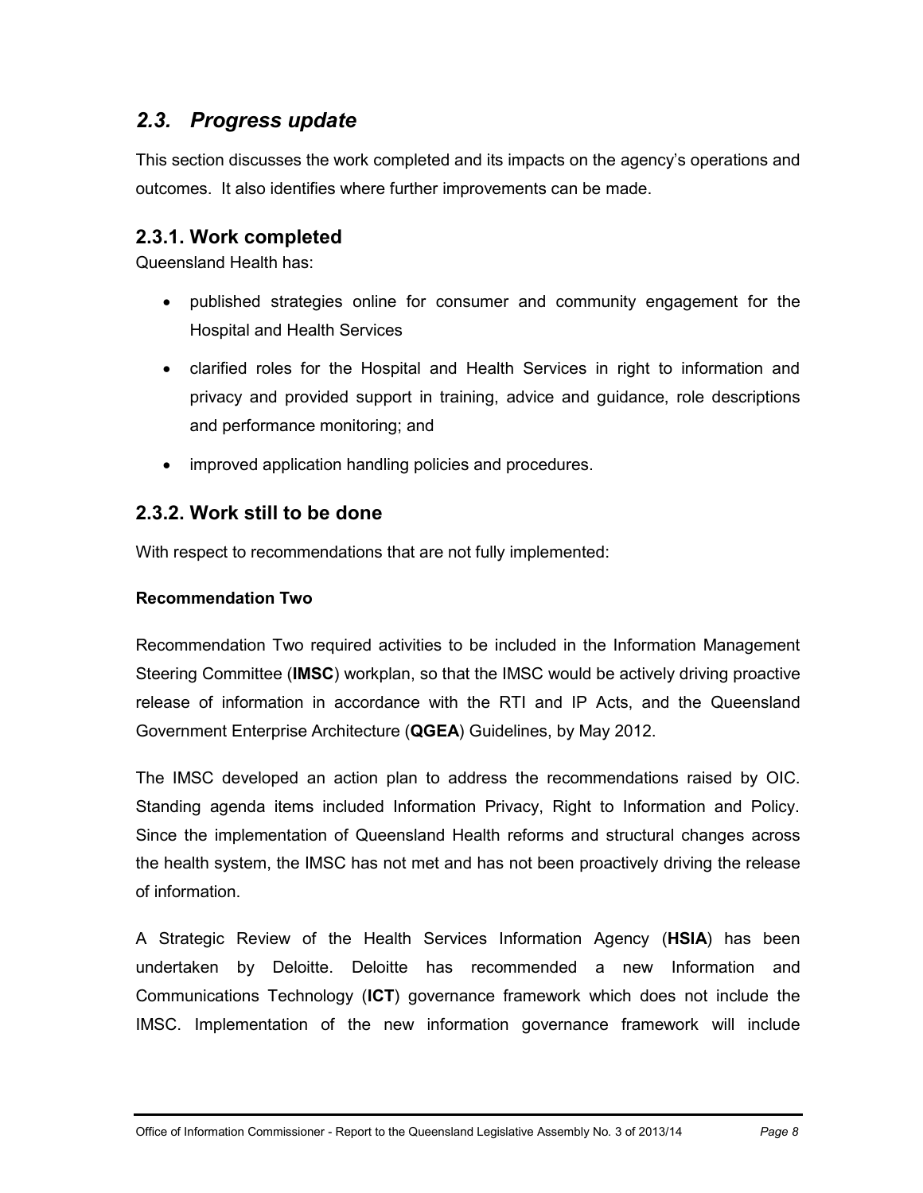## *2.3. Progress update*

This section discusses the work completed and its impacts on the agency's operations and outcomes. It also identifies where further improvements can be made.

### 2.3.1. Work completed

Queensland Health has:

- published strategies online for consumer and community engagement for the Hospital and Health Services
- clarified roles for the Hospital and Health Services in right to information and privacy and provided support in training, advice and guidance, role descriptions and performance monitoring; and
- improved application handling policies and procedures.

### 2.3.2. Work still to be done

With respect to recommendations that are not fully implemented:

**Recommendation Two**

Recommendation Two required activities to be included in the Information Management Steering Committee (**IMSC**) workplan, so that the IMSC would be actively driving proactive release of information in accordance with the RTI and IP Acts, and the Queensland Government Enterprise Architecture (**QGEA**) Guidelines, by May 2012.

The IMSC developed an action plan to address the recommendations raised by OIC. Standing agenda items included Information Privacy, Right to Information and Policy. Since the implementation of Queensland Health reforms and structural changes across the health system, the IMSC has not met and has not been proactively driving the release of information.

A Strategic Review of the Health Services Information Agency (**HSIA**) has been undertaken by Deloitte. Deloitte has recommended a new Information and Communications Technology (**ICT**) governance framework which does not include the IMSC. Implementation of the new information governance framework will include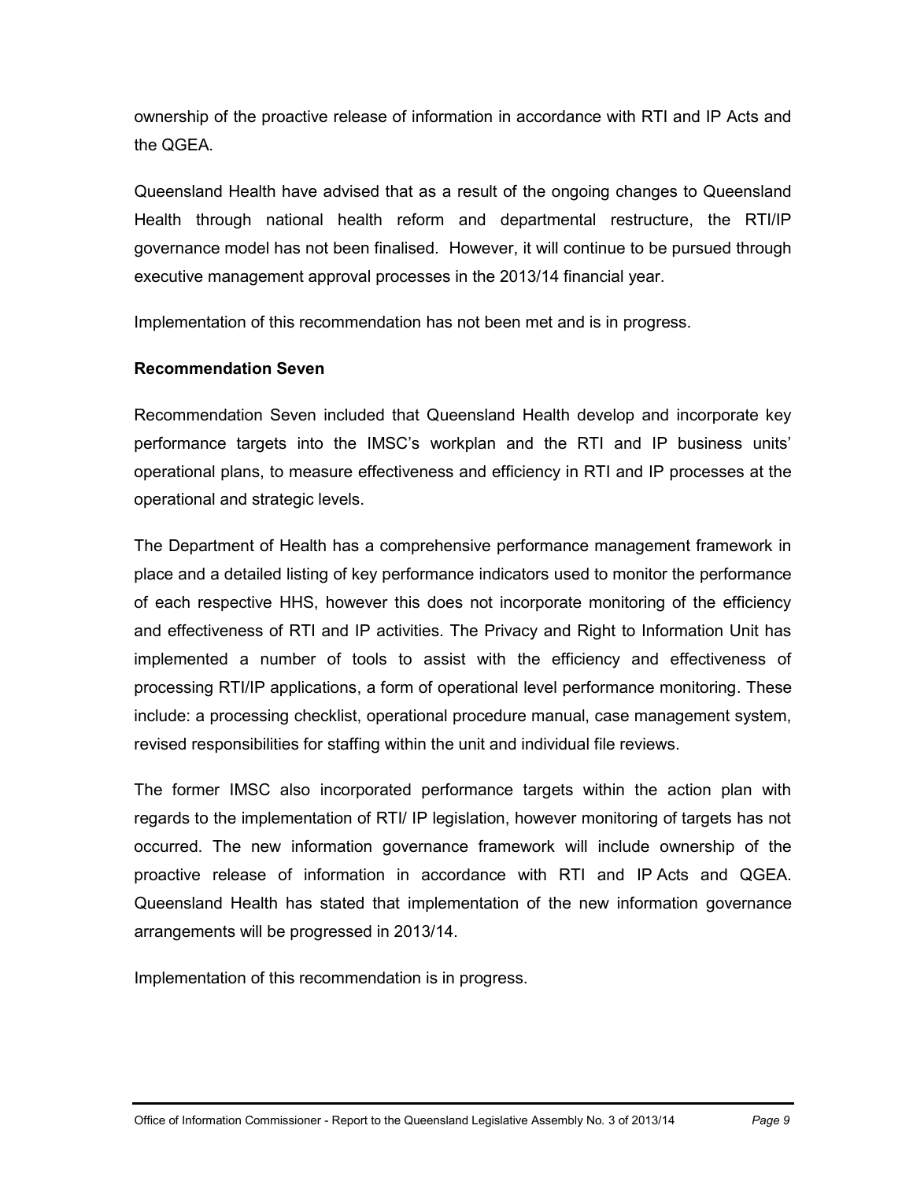ownership of the proactive release of information in accordance with RTI and IP Acts and the QGEA.

Queensland Health have advised that as a result of the ongoing changes to Queensland Health through national health reform and departmental restructure, the RTI/IP governance model has not been finalised. However, it will continue to be pursued through executive management approval processes in the 2013/14 financial year.

Implementation of this recommendation has not been met and is in progress.

**Recommendation Seven**

Recommendation Seven included that Queensland Health develop and incorporate key performance targets into the IMSC's workplan and the RTI and IP business units' operational plans, to measure effectiveness and efficiency in RTI and IP processes at the operational and strategic levels.

The Department of Health has a comprehensive performance management framework in place and a detailed listing of key performance indicators used to monitor the performance of each respective HHS, however this does not incorporate monitoring of the efficiency and effectiveness of RTI and IP activities. The Privacy and Right to Information Unit has implemented a number of tools to assist with the efficiency and effectiveness of processing RTI/IP applications, a form of operational level performance monitoring. These include: a processing checklist, operational procedure manual, case management system, revised responsibilities for staffing within the unit and individual file reviews.

The former IMSC also incorporated performance targets within the action plan with regards to the implementation of RTI/ IP legislation, however monitoring of targets has not occurred. The new information governance framework will include ownership of the proactive release of information in accordance with RTI and IP Acts and QGEA. Queensland Health has stated that implementation of the new information governance arrangements will be progressed in 2013/14.

Implementation of this recommendation is in progress.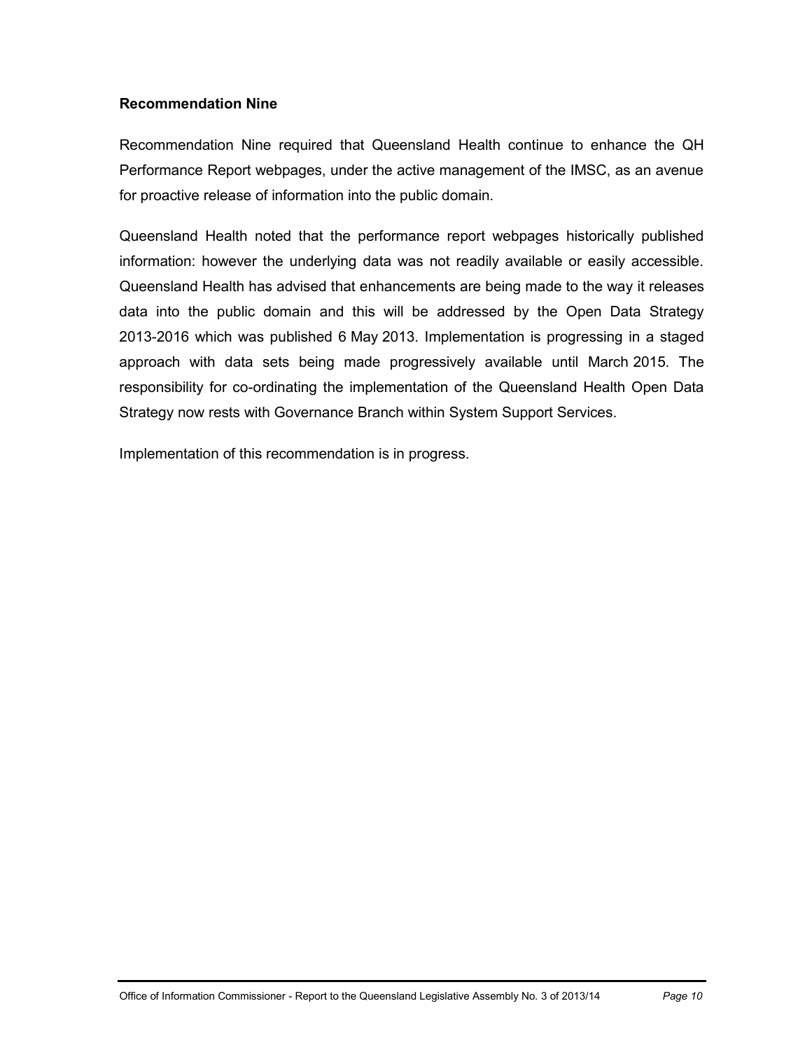**Recommendation Nine**

Recommendation Nine required that Queensland Health continue to enhance the QH Performance Report webpages, under the active management of the IMSC, as an avenue for proactive release of information into the public domain.

Queensland Health noted that the performance report webpages historically published information: however the underlying data was not readily available or easily accessible. Queensland Health has advised that enhancements are being made to the way it releases data into the public domain and this will be addressed by the Open Data Strategy 2013-2016 which was published 6 May 2013. Implementation is progressing in a staged approach with data sets being made progressively available until March 2015. The responsibility for co-ordinating the implementation of the Queensland Health Open Data Strategy now rests with Governance Branch within System Support Services.

Implementation of this recommendation is in progress.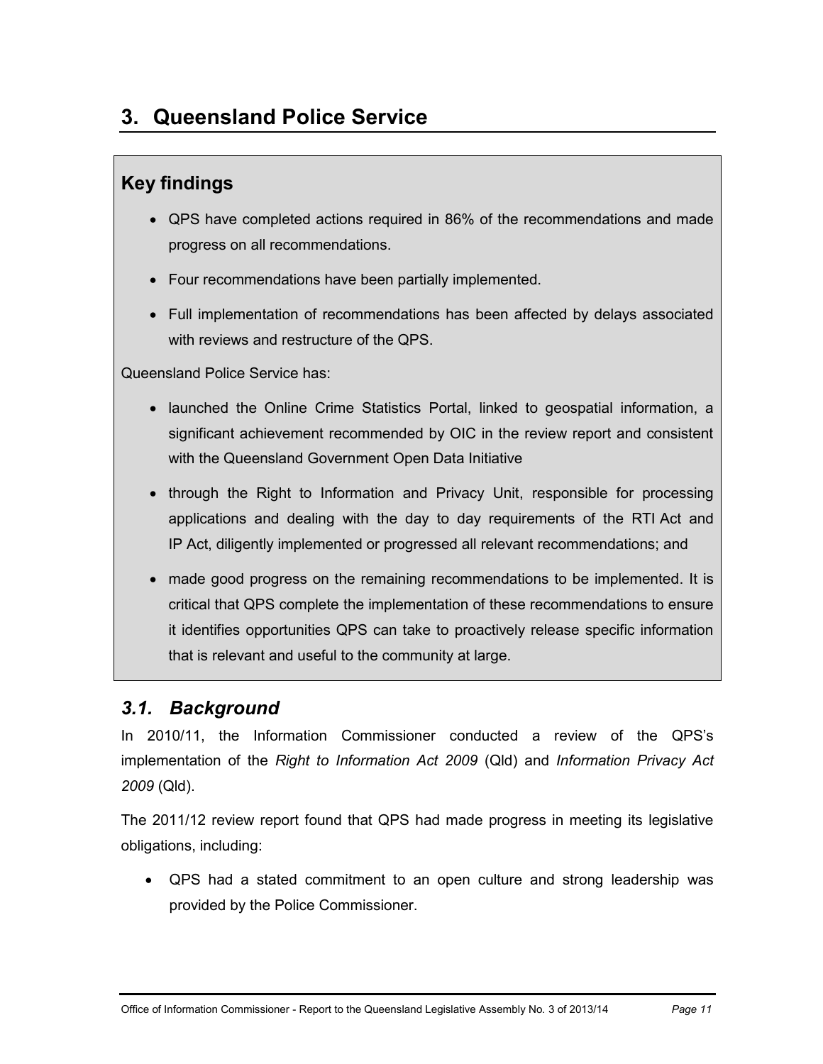# 3. Queensland Police Service

## Key findings

- QPS have completed actions required in 86% of the recommendations and made progress on all recommendations.
- Four recommendations have been partially implemented.
- Full implementation of recommendations has been affected by delays associated with reviews and restructure of the QPS.

Queensland Police Service has:

- launched the Online Crime Statistics Portal, linked to geospatial information, a significant achievement recommended by OIC in the review report and consistent with the Queensland Government Open Data Initiative
- through the Right to Information and Privacy Unit, responsible for processing applications and dealing with the day to day requirements of the RTI Act and IP Act, diligently implemented or progressed all relevant recommendations; and
- made good progress on the remaining recommendations to be implemented. It is critical that QPS complete the implementation of these recommendations to ensure it identifies opportunities QPS can take to proactively release specific information that is relevant and useful to the community at large.

## *3.1. Background*

In 2010/11, the Information Commissioner conducted a review of the QPS's implementation of the *Right to Information Act 2009* (Qld) and *Information Privacy Act 2009* (Qld).

The 2011/12 review report found that QPS had made progress in meeting its legislative obligations, including:

- QPS had a stated commitment to an open culture and strong leadership was provided by the Police Commissioner.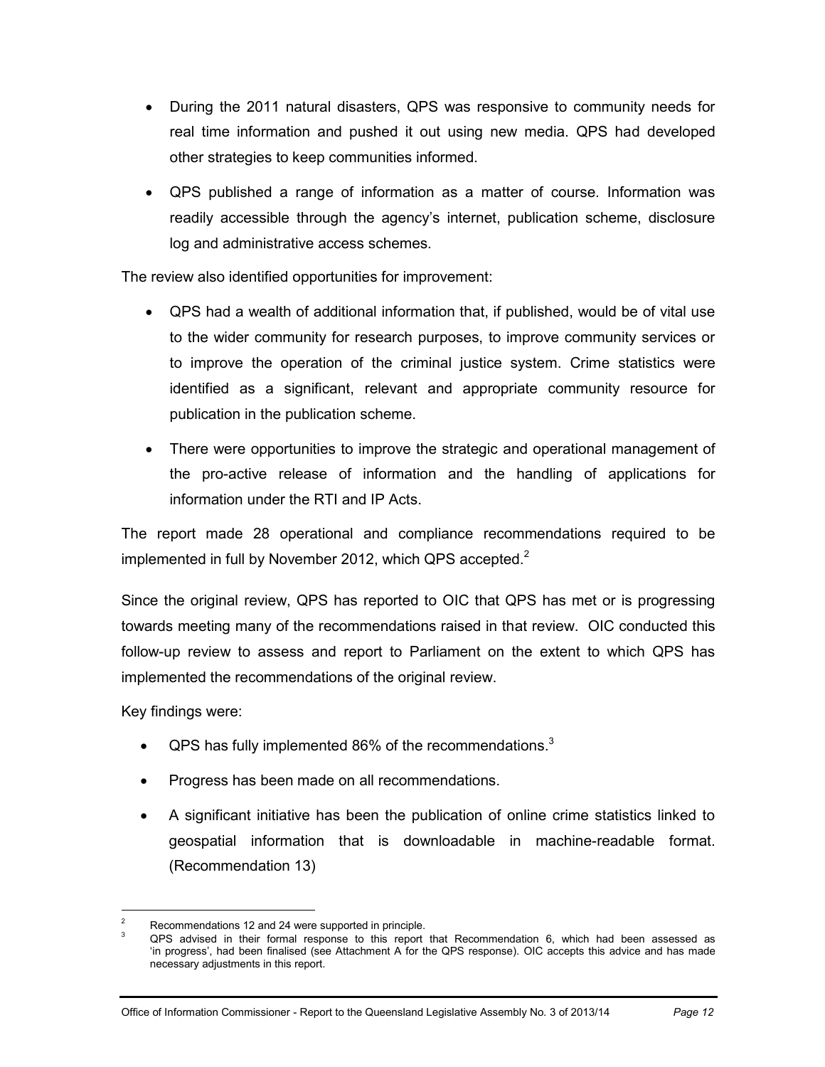- During the 2011 natural disasters, QPS was responsive to community needs for real time information and pushed it out using new media. QPS had developed other strategies to keep communities informed.
- QPS published a range of information as a matter of course. Information was readily accessible through the agency's internet, publication scheme, disclosure log and administrative access schemes.

The review also identified opportunities for improvement:

- QPS had a wealth of additional information that, if published, would be of vital use to the wider community for research purposes, to improve community services or to improve the operation of the criminal justice system. Crime statistics were identified as a significant, relevant and appropriate community resource for publication in the publication scheme.
- There were opportunities to improve the strategic and operational management of the pro-active release of information and the handling of applications for information under the RTI and IP Acts.

The report made 28 operational and compliance recommendations required to be implemented in full by November 2012, which QPS accepted.[2]

Since the original review, QPS has reported to OIC that QPS has met or is progressing towards meeting many of the recommendations raised in that review. OIC conducted this follow-up review to assess and report to Parliament on the extent to which QPS has implemented the recommendations of the original review.

Key findings were:

- QPS has fully implemented 86% of the recommendations.[3]
- Progress has been made on all recommendations.
- A significant initiative has been the publication of online crime statistics linked to geospatial information that is downloadable in machine-readable format. (Recommendation 13)

---

[2] Recommendations 12 and 24 were supported in principle.

[3] QPS advised in their formal response to this report that Recommendation 6, which had been assessed as 'in progress', had been finalised (see Attachment A for the QPS response). OIC accepts this advice and has made necessary adjustments in this report.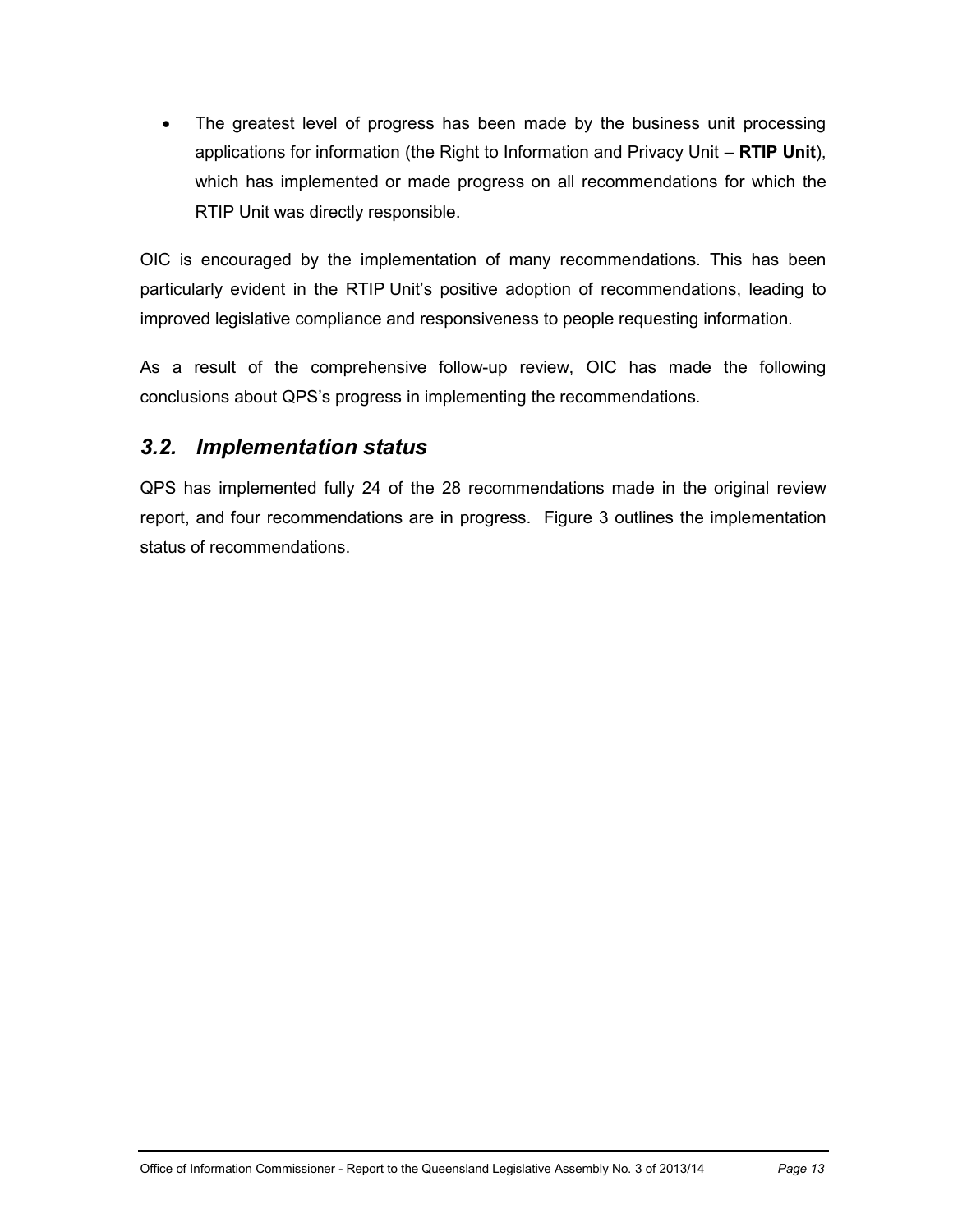- The greatest level of progress has been made by the business unit processing applications for information (the Right to Information and Privacy Unit – **RTIP Unit**), which has implemented or made progress on all recommendations for which the RTIP Unit was directly responsible.

OIC is encouraged by the implementation of many recommendations. This has been particularly evident in the RTIP Unit's positive adoption of recommendations, leading to improved legislative compliance and responsiveness to people requesting information.

As a result of the comprehensive follow-up review, OIC has made the following conclusions about QPS's progress in implementing the recommendations.

## *3.2. Implementation status*

QPS has implemented fully 24 of the 28 recommendations made in the original review report, and four recommendations are in progress. Figure 3 outlines the implementation status of recommendations.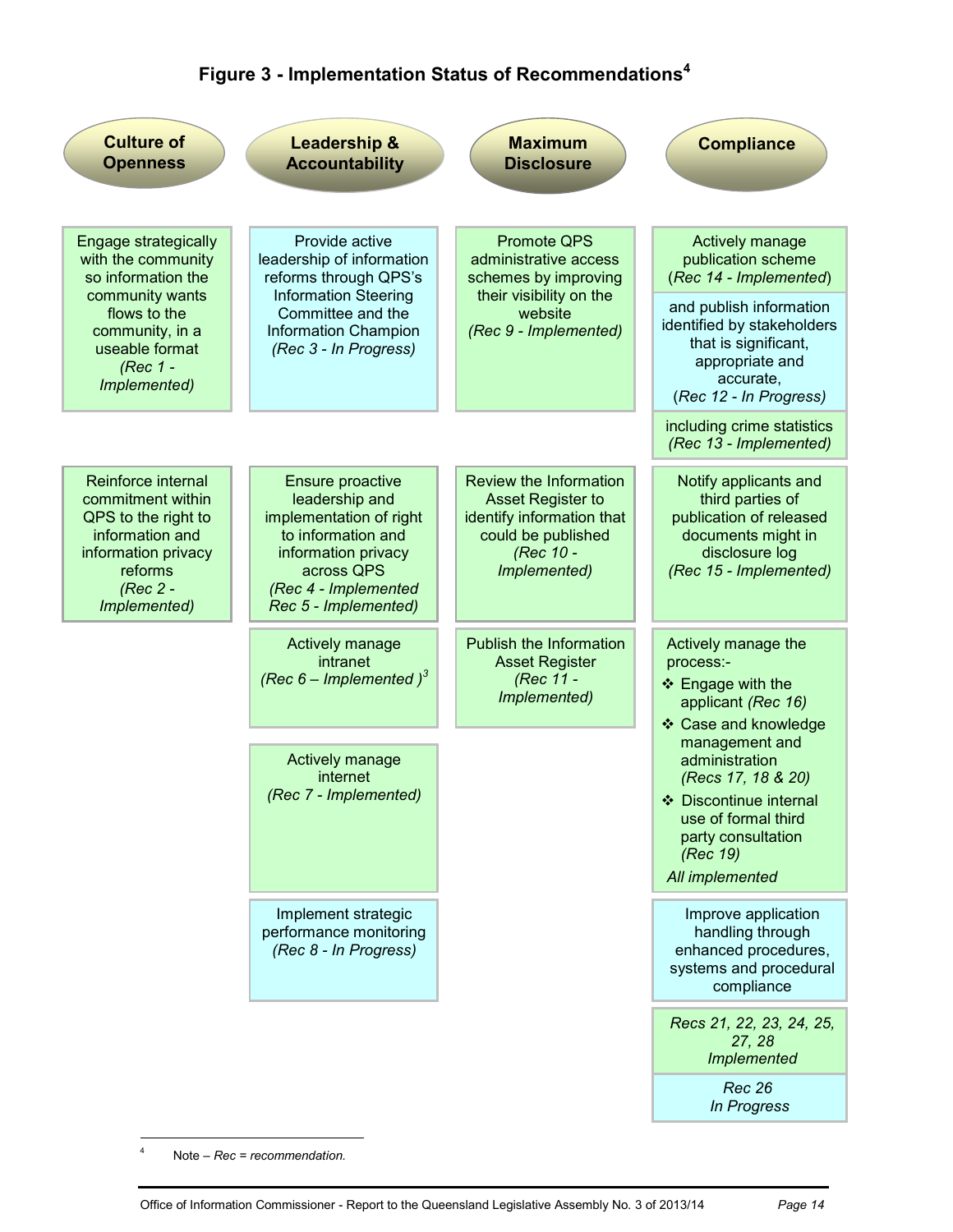## Figure 3 - Implementation Status of Recommendations[4]

| Culture of Openness | Leadership & Accountability | Maximum Disclosure | Compliance |
|---|---|---|---|
| Engage strategically with the community so information the community wants flows to the community, in a useable format *(Rec 1 - Implemented)* | Provide active leadership of information reforms through QPS's Information Steering Committee and the Information Champion *(Rec 3 - In Progress)* | Promote QPS administrative access schemes by improving their visibility on the website *(Rec 9 - Implemented)* | Actively manage publication scheme (*Rec 14 - Implemented*) and publish information identified by stakeholders that is significant, appropriate and accurate, (*Rec 12 - In Progress*) including crime statistics *(Rec 13 - Implemented)* |
| Reinforce internal commitment within QPS to the right to information and information privacy reforms *(Rec 2 - Implemented)* | Ensure proactive leadership and implementation of right to information and information privacy across QPS *(Rec 4 - Implemented Rec 5 - Implemented)* | Review the Information Asset Register to identify information that could be published *(Rec 10 - Implemented)* | Notify applicants and third parties of publication of released documents might in disclosure log *(Rec 15 - Implemented)* |
| | Actively manage intranet *(Rec 6 – Implemented )*[3] | Publish the Information Asset Register *(Rec 11 - Implemented)* | Actively manage the process:- <br>❖ Engage with the applicant *(Rec 16)* <br>❖ Case and knowledge management and administration *(Recs 17, 18 & 20)* <br>❖ Discontinue internal use of formal third party consultation *(Rec 19)* <br>*All implemented* |
| | Actively manage internet *(Rec 7 - Implemented)* | | |
| | Implement strategic performance monitoring *(Rec 8 - In Progress)* | | Improve application handling through enhanced procedures, systems and procedural compliance <br>*Recs 21, 22, 23, 24, 25, 27, 28 Implemented* <br>*Rec 26 In Progress* |

[4] Note – *Rec = recommendation.*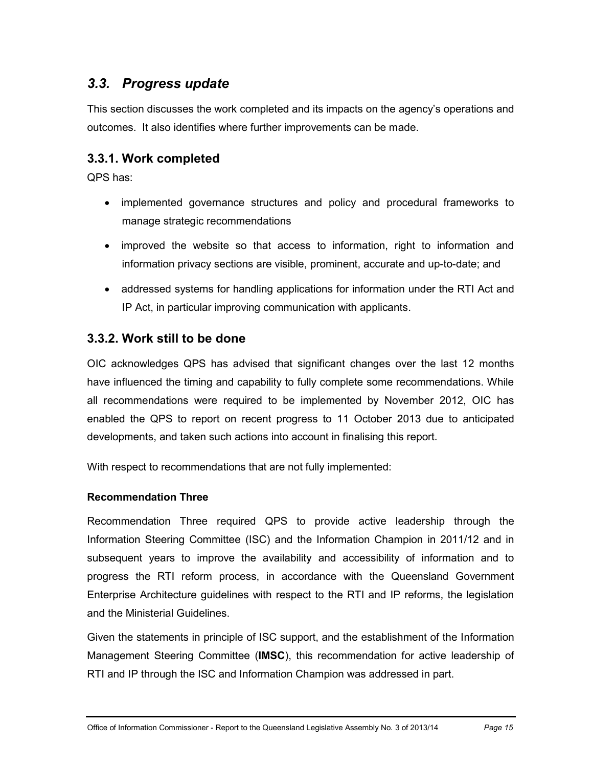## *3.3. Progress update*

This section discusses the work completed and its impacts on the agency's operations and outcomes. It also identifies where further improvements can be made.

### 3.3.1. Work completed

QPS has:

- implemented governance structures and policy and procedural frameworks to manage strategic recommendations
- improved the website so that access to information, right to information and information privacy sections are visible, prominent, accurate and up-to-date; and
- addressed systems for handling applications for information under the RTI Act and IP Act, in particular improving communication with applicants.

### 3.3.2. Work still to be done

OIC acknowledges QPS has advised that significant changes over the last 12 months have influenced the timing and capability to fully complete some recommendations. While all recommendations were required to be implemented by November 2012, OIC has enabled the QPS to report on recent progress to 11 October 2013 due to anticipated developments, and taken such actions into account in finalising this report.

With respect to recommendations that are not fully implemented:

**Recommendation Three**

Recommendation Three required QPS to provide active leadership through the Information Steering Committee (ISC) and the Information Champion in 2011/12 and in subsequent years to improve the availability and accessibility of information and to progress the RTI reform process, in accordance with the Queensland Government Enterprise Architecture guidelines with respect to the RTI and IP reforms, the legislation and the Ministerial Guidelines.

Given the statements in principle of ISC support, and the establishment of the Information Management Steering Committee (**IMSC**), this recommendation for active leadership of RTI and IP through the ISC and Information Champion was addressed in part.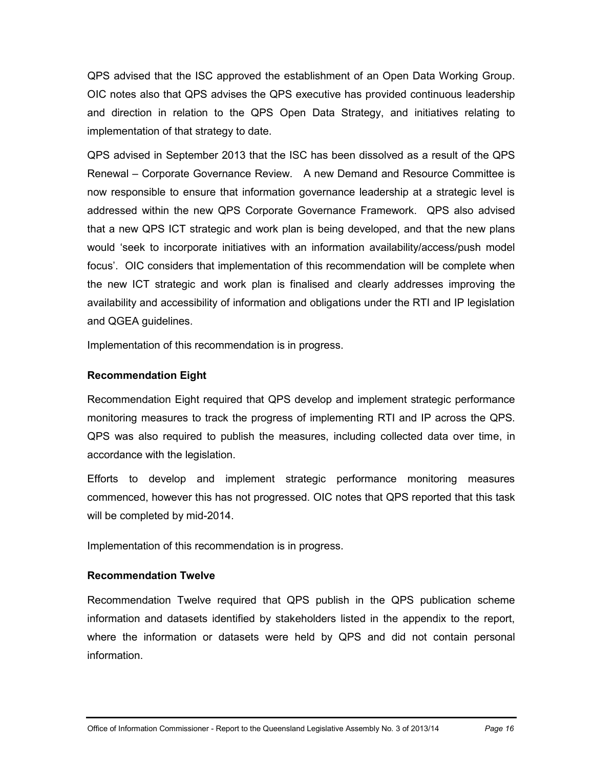QPS advised that the ISC approved the establishment of an Open Data Working Group. OIC notes also that QPS advises the QPS executive has provided continuous leadership and direction in relation to the QPS Open Data Strategy, and initiatives relating to implementation of that strategy to date.

QPS advised in September 2013 that the ISC has been dissolved as a result of the QPS Renewal – Corporate Governance Review. A new Demand and Resource Committee is now responsible to ensure that information governance leadership at a strategic level is addressed within the new QPS Corporate Governance Framework. QPS also advised that a new QPS ICT strategic and work plan is being developed, and that the new plans would 'seek to incorporate initiatives with an information availability/access/push model focus'. OIC considers that implementation of this recommendation will be complete when the new ICT strategic and work plan is finalised and clearly addresses improving the availability and accessibility of information and obligations under the RTI and IP legislation and QGEA guidelines.

Implementation of this recommendation is in progress.

### Recommendation Eight

Recommendation Eight required that QPS develop and implement strategic performance monitoring measures to track the progress of implementing RTI and IP across the QPS. QPS was also required to publish the measures, including collected data over time, in accordance with the legislation.

Efforts to develop and implement strategic performance monitoring measures commenced, however this has not progressed. OIC notes that QPS reported that this task will be completed by mid-2014.

Implementation of this recommendation is in progress.

### Recommendation Twelve

Recommendation Twelve required that QPS publish in the QPS publication scheme information and datasets identified by stakeholders listed in the appendix to the report, where the information or datasets were held by QPS and did not contain personal information.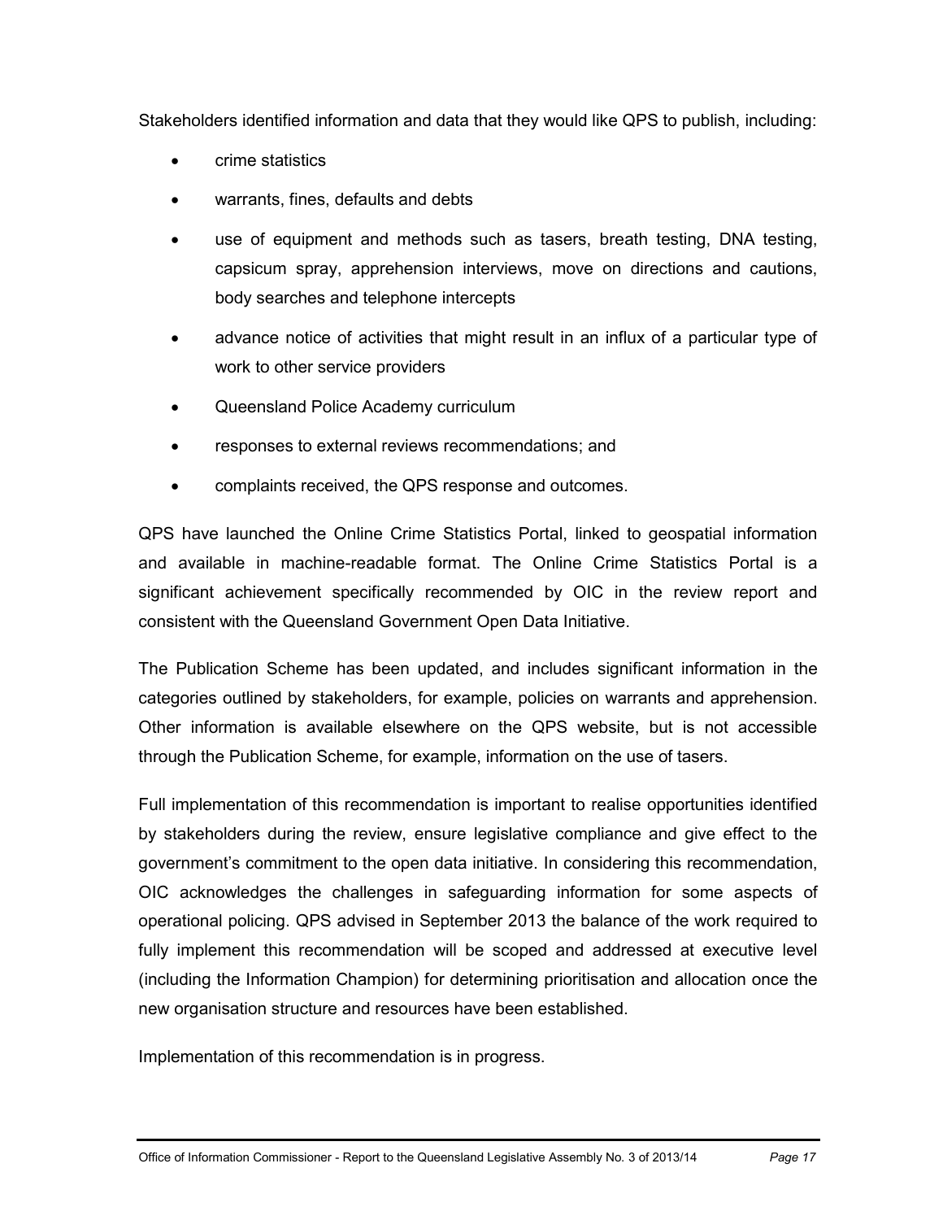Stakeholders identified information and data that they would like QPS to publish, including:

- crime statistics
- warrants, fines, defaults and debts
- use of equipment and methods such as tasers, breath testing, DNA testing, capsicum spray, apprehension interviews, move on directions and cautions, body searches and telephone intercepts
- advance notice of activities that might result in an influx of a particular type of work to other service providers
- Queensland Police Academy curriculum
- responses to external reviews recommendations; and
- complaints received, the QPS response and outcomes.

QPS have launched the Online Crime Statistics Portal, linked to geospatial information and available in machine-readable format. The Online Crime Statistics Portal is a significant achievement specifically recommended by OIC in the review report and consistent with the Queensland Government Open Data Initiative.

The Publication Scheme has been updated, and includes significant information in the categories outlined by stakeholders, for example, policies on warrants and apprehension. Other information is available elsewhere on the QPS website, but is not accessible through the Publication Scheme, for example, information on the use of tasers.

Full implementation of this recommendation is important to realise opportunities identified by stakeholders during the review, ensure legislative compliance and give effect to the government's commitment to the open data initiative. In considering this recommendation, OIC acknowledges the challenges in safeguarding information for some aspects of operational policing. QPS advised in September 2013 the balance of the work required to fully implement this recommendation will be scoped and addressed at executive level (including the Information Champion) for determining prioritisation and allocation once the new organisation structure and resources have been established.

Implementation of this recommendation is in progress.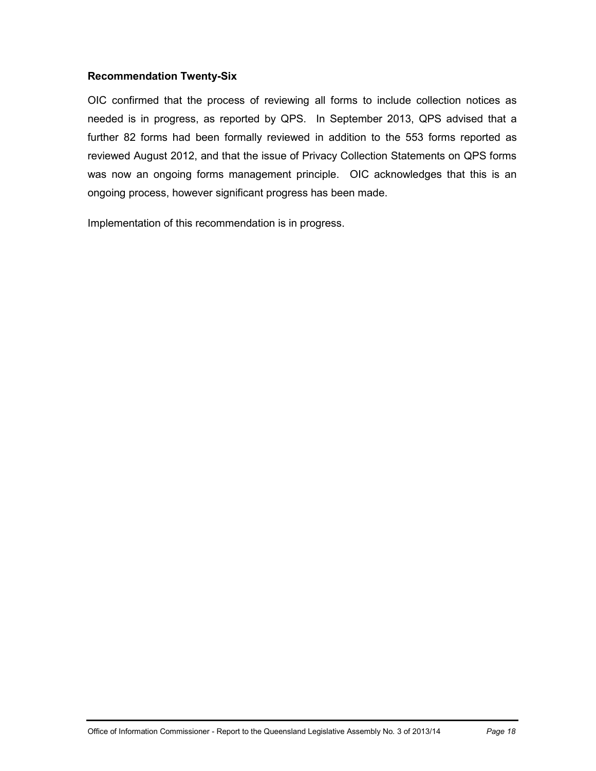**Recommendation Twenty-Six**

OIC confirmed that the process of reviewing all forms to include collection notices as needed is in progress, as reported by QPS. In September 2013, QPS advised that a further 82 forms had been formally reviewed in addition to the 553 forms reported as reviewed August 2012, and that the issue of Privacy Collection Statements on QPS forms was now an ongoing forms management principle. OIC acknowledges that this is an ongoing process, however significant progress has been made.

Implementation of this recommendation is in progress.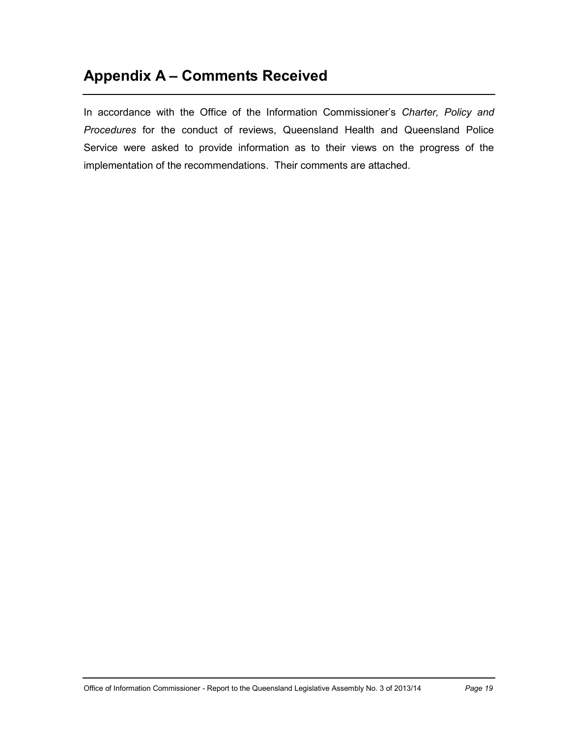# Appendix A – Comments Received

In accordance with the Office of the Information Commissioner's *Charter, Policy and Procedures* for the conduct of reviews, Queensland Health and Queensland Police Service were asked to provide information as to their views on the progress of the implementation of the recommendations. Their comments are attached.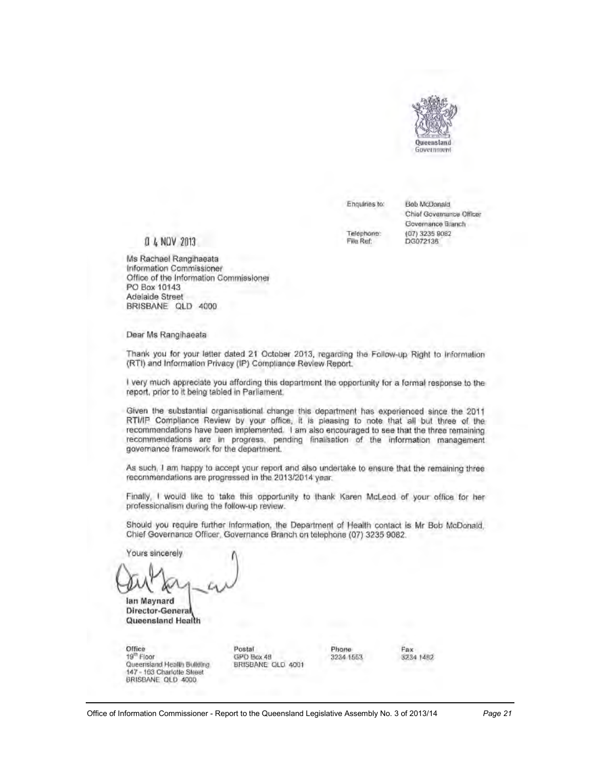Queensland Government

Enquiries to: Bob McDonald
Chief Governance Officer
Governance Branch
Telephone: (07) 3235 9082
File Ref: DG072136

04 NOV 2013

Ms Rachael Rangihaeata
Information Commissioner
Office of the Information Commissioner
PO Box 10143
Adelaide Street
BRISBANE QLD 4000

Dear Ms Rangihaeata

Thank you for your letter dated 21 October 2013, regarding the Follow-up Right to Information (RTI) and Information Privacy (IP) Compliance Review Report.

I very much appreciate you affording this department the opportunity for a formal response to the report, prior to it being tabled in Parliament.

Given the substantial organisational change this department has experienced since the 2011 RTI/IP Compliance Review by your office, it is pleasing to note that all but three of the recommendations have been implemented. I am also encouraged to see that the three remaining recommendations are in progress, pending finalisation of the information management governance framework for the department.

As such, I am happy to accept your report and also undertake to ensure that the remaining three recommendations are progressed in the 2013/2014 year.

Finally, I would like to take this opportunity to thank Karen McLeod of your office for her professionalism during the follow-up review.

Should you require further information, the Department of Health contact is Mr Bob McDonald, Chief Governance Officer, Governance Branch on telephone (07) 3235 9082.

Yours sincerely

**Ian Maynard**
**Director-General**
**Queensland Health**

| Office | Postal | Phone | Fax |
| --- | --- | --- | --- |
| 19th Floor<br>Queensland Health Building<br>147 - 163 Charlotte Street<br>BRISBANE QLD 4000 | GPO Box 48<br>BRISBANE QLD 4001 | 3234 1553 | 3234 1482 |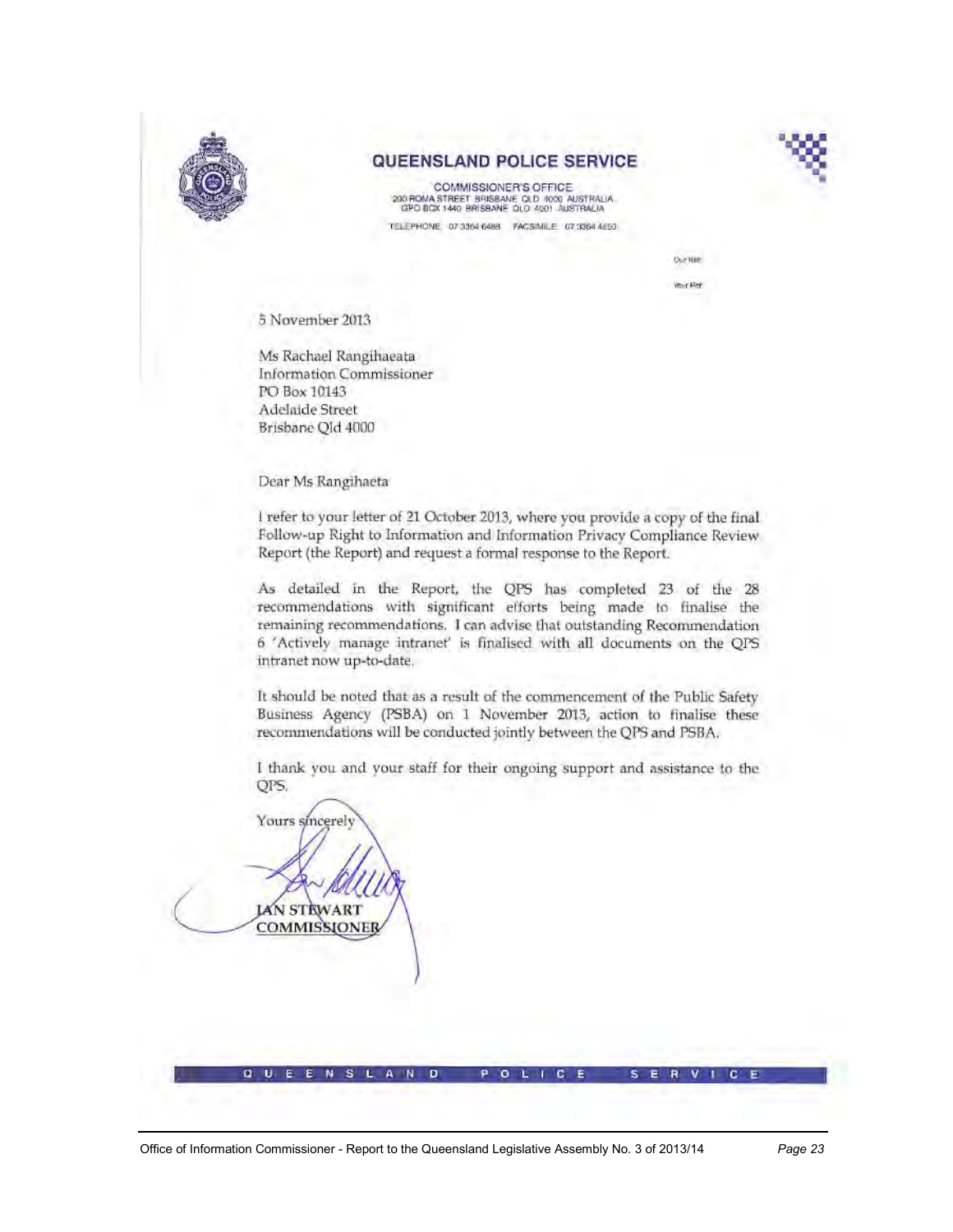**QUEENSLAND POLICE SERVICE**

COMMISSIONER'S OFFICE
200 ROMA STREET BRISBANE QLD 4000 AUSTRALIA
GPO BOX 1440 BRISBANE QLD 4001 AUSTRALIA

TELEPHONE 07 3364 6488 FACSIMILE 07 3364 4650

Our Ref:

Your Ref:

5 November 2013

Ms Rachael Rangihaeata
Information Commissioner
PO Box 10143
Adelaide Street
Brisbane Qld 4000

Dear Ms Rangihaeta

I refer to your letter of 21 October 2013, where you provide a copy of the final Follow-up Right to Information and Information Privacy Compliance Review Report (the Report) and request a formal response to the Report.

As detailed in the Report, the QPS has completed 23 of the 28 recommendations with significant efforts being made to finalise the remaining recommendations. I can advise that outstanding Recommendation 6 'Actively manage intranet' is finalised with all documents on the QPS intranet now up-to-date.

It should be noted that as a result of the commencement of the Public Safety Business Agency (PSBA) on 1 November 2013, action to finalise these recommendations will be conducted jointly between the QPS and PSBA.

I thank you and your staff for their ongoing support and assistance to the QPS.

Yours sincerely

IAN STEWART
COMMISSIONER

QUEENSLAND POLICE SERVICE

Office of Information Commissioner - Report to the Queensland Legislative Assembly No. 3 of 2013/14